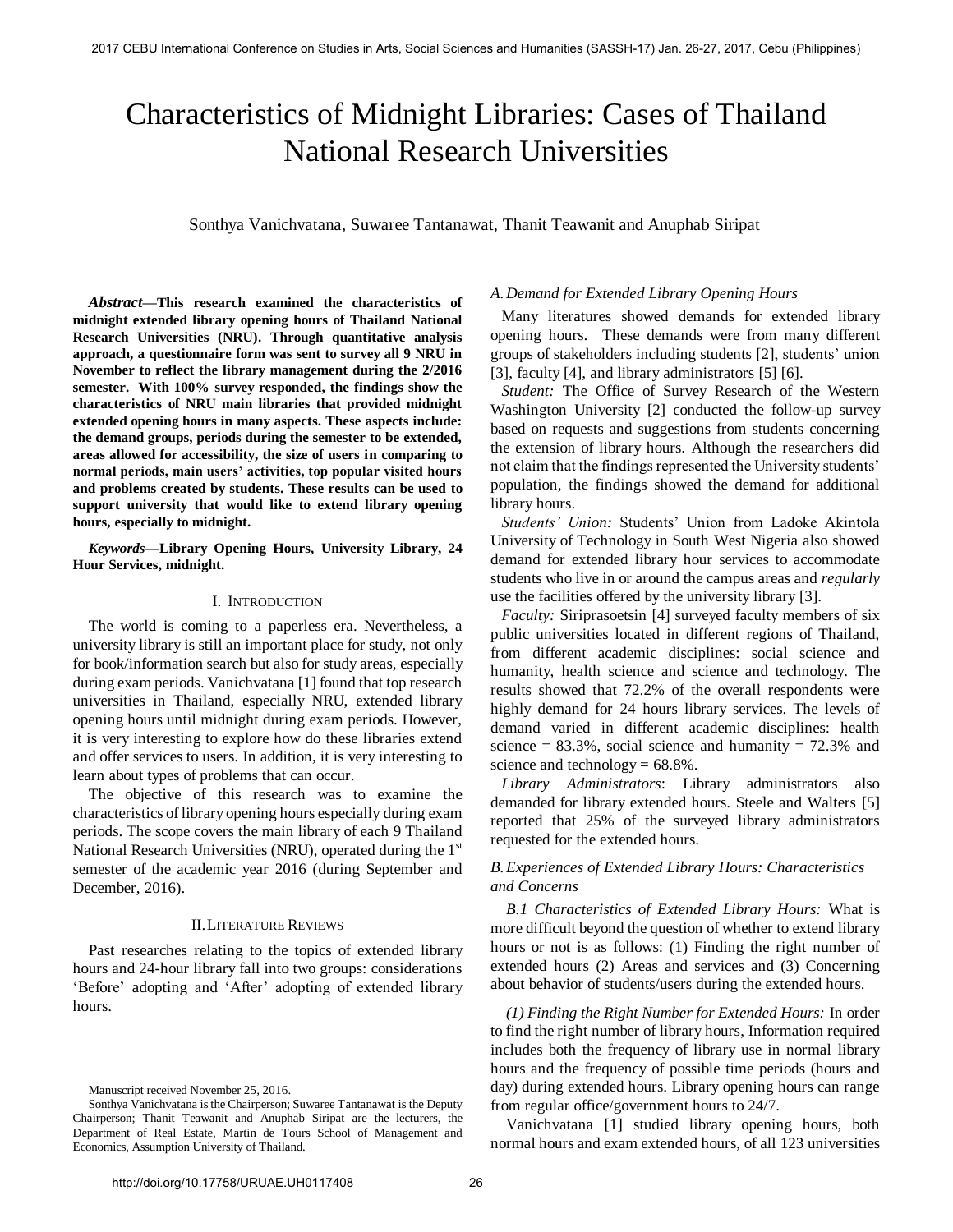# Characteristics of Midnight Libraries: Cases of Thailand National Research Universities

Sonthya Vanichvatana, Suwaree Tantanawat, Thanit Teawanit and Anuphab Siripat

***Abstract*—This research examined the characteristics of midnight extended library opening hours of Thailand National Research Universities (NRU). Through quantitative analysis approach, a questionnaire form was sent to survey all 9 NRU in November to reflect the library management during the 2/2016 semester. With 100% survey responded, the findings show the characteristics of NRU main libraries that provided midnight extended opening hours in many aspects. These aspects include: the demand groups, periods during the semester to be extended, areas allowed for accessibility, the size of users in comparing to normal periods, main users' activities, top popular visited hours and problems created by students. These results can be used to support university that would like to extend library opening hours, especially to midnight.**

***Keywords*—Library Opening Hours, University Library, 24 Hour Services, midnight.**

## I. Introduction

The world is coming to a paperless era. Nevertheless, a university library is still an important place for study, not only for book/information search but also for study areas, especially during exam periods. Vanichvatana [1] found that top research universities in Thailand, especially NRU, extended library opening hours until midnight during exam periods. However, it is very interesting to explore how do these libraries extend and offer services to users. In addition, it is very interesting to learn about types of problems that can occur.

The objective of this research was to examine the characteristics of library opening hours especially during exam periods. The scope covers the main library of each 9 Thailand National Research Universities (NRU), operated during the 1st semester of the academic year 2016 (during September and December, 2016).

## II. Literature Reviews

Past researches relating to the topics of extended library hours and 24-hour library fall into two groups: considerations 'Before' adopting and 'After' adopting of extended library hours.

### *A. Demand for Extended Library Opening Hours*

Many literatures showed demands for extended library opening hours. These demands were from many different groups of stakeholders including students [2], students' union [3], faculty [4], and library administrators [5] [6].

*Student:* The Office of Survey Research of the Western Washington University [2] conducted the follow-up survey based on requests and suggestions from students concerning the extension of library hours. Although the researchers did not claim that the findings represented the University students' population, the findings showed the demand for additional library hours.

*Students' Union:* Students' Union from Ladoke Akintola University of Technology in South West Nigeria also showed demand for extended library hour services to accommodate students who live in or around the campus areas and *regularly* use the facilities offered by the university library [3].

*Faculty:* Siriprasoetsin [4] surveyed faculty members of six public universities located in different regions of Thailand, from different academic disciplines: social science and humanity, health science and science and technology. The results showed that 72.2% of the overall respondents were highly demand for 24 hours library services. The levels of demand varied in different academic disciplines: health science = 83.3%, social science and humanity = 72.3% and science and technology = 68.8%.

*Library Administrators*: Library administrators also demanded for library extended hours. Steele and Walters [5] reported that 25% of the surveyed library administrators requested for the extended hours.

### *B. Experiences of Extended Library Hours: Characteristics and Concerns*

*B.1 Characteristics of Extended Library Hours:* What is more difficult beyond the question of whether to extend library hours or not is as follows: (1) Finding the right number of extended hours (2) Areas and services and (3) Concerning about behavior of students/users during the extended hours.

*(1) Finding the Right Number for Extended Hours:* In order to find the right number of library hours, Information required includes both the frequency of library use in normal library hours and the frequency of possible time periods (hours and day) during extended hours. Library opening hours can range from regular office/government hours to 24/7.

Vanichvatana [1] studied library opening hours, both normal hours and exam extended hours, of all 123 universities

Manuscript received November 25, 2016.

Sonthya Vanichvatana is the Chairperson; Suwaree Tantanawat is the Deputy Chairperson; Thanit Teawanit and Anuphab Siripat are the lecturers, the Department of Real Estate, Martin de Tours School of Management and Economics, Assumption University of Thailand.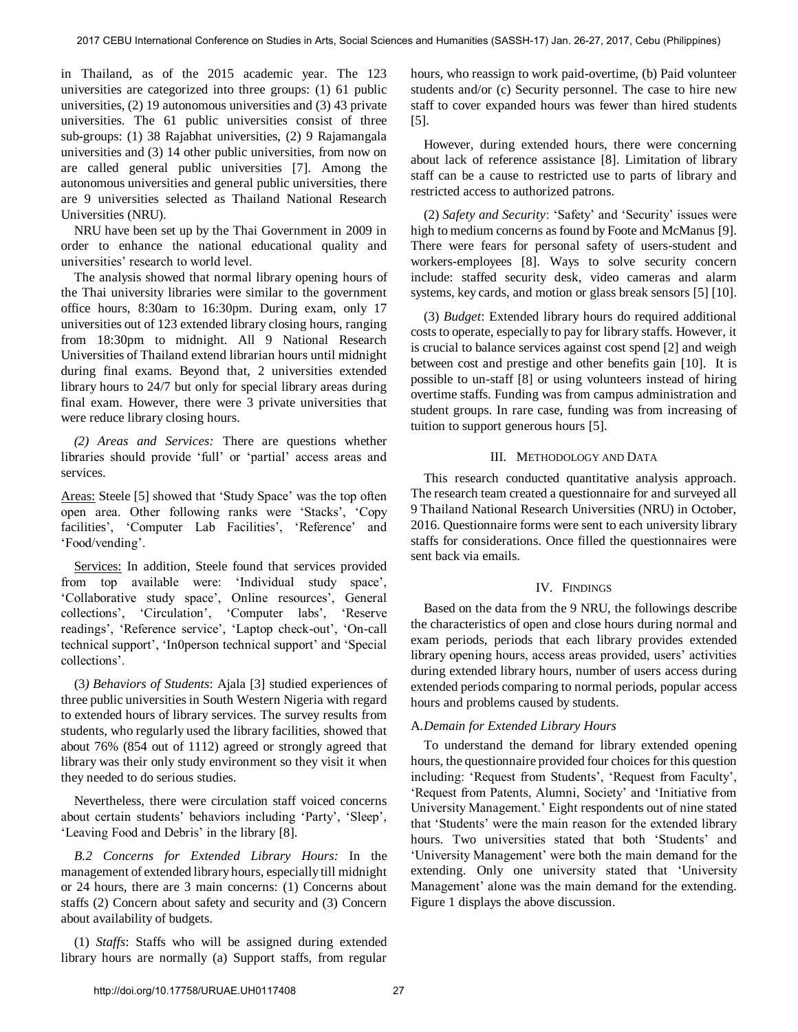in Thailand, as of the 2015 academic year. The 123 universities are categorized into three groups: (1) 61 public universities, (2) 19 autonomous universities and (3) 43 private universities. The 61 public universities consist of three sub-groups: (1) 38 Rajabhat universities, (2) 9 Rajamangala universities and (3) 14 other public universities, from now on are called general public universities [7]. Among the autonomous universities and general public universities, there are 9 universities selected as Thailand National Research Universities (NRU).

NRU have been set up by the Thai Government in 2009 in order to enhance the national educational quality and universities' research to world level.

The analysis showed that normal library opening hours of the Thai university libraries were similar to the government office hours, 8:30am to 16:30pm. During exam, only 17 universities out of 123 extended library closing hours, ranging from 18:30pm to midnight. All 9 National Research Universities of Thailand extend librarian hours until midnight during final exams. Beyond that, 2 universities extended library hours to 24/7 but only for special library areas during final exam. However, there were 3 private universities that were reduce library closing hours.

*(2) Areas and Services:* There are questions whether libraries should provide 'full' or 'partial' access areas and services.

Areas: Steele [5] showed that 'Study Space' was the top often open area. Other following ranks were 'Stacks', 'Copy facilities', 'Computer Lab Facilities', 'Reference' and 'Food/vending'.

Services: In addition, Steele found that services provided from top available were: 'Individual study space', 'Collaborative study space', Online resources', General collections', 'Circulation', 'Computer labs', 'Reserve readings', 'Reference service', 'Laptop check-out', 'On-call technical support', 'In0person technical support' and 'Special collections'.

(3*) Behaviors of Students*: Ajala [3] studied experiences of three public universities in South Western Nigeria with regard to extended hours of library services. The survey results from students, who regularly used the library facilities, showed that about 76% (854 out of 1112) agreed or strongly agreed that library was their only study environment so they visit it when they needed to do serious studies.

Nevertheless, there were circulation staff voiced concerns about certain students' behaviors including 'Party', 'Sleep', 'Leaving Food and Debris' in the library [8].

*B.2 Concerns for Extended Library Hours:* In the management of extended library hours, especially till midnight or 24 hours, there are 3 main concerns: (1) Concerns about staffs (2) Concern about safety and security and (3) Concern about availability of budgets.

(1) *Staffs*: Staffs who will be assigned during extended library hours are normally (a) Support staffs, from regular hours, who reassign to work paid-overtime, (b) Paid volunteer students and/or (c) Security personnel. The case to hire new staff to cover expanded hours was fewer than hired students [5].

However, during extended hours, there were concerning about lack of reference assistance [8]. Limitation of library staff can be a cause to restricted use to parts of library and restricted access to authorized patrons.

(2) *Safety and Security*: 'Safety' and 'Security' issues were high to medium concerns as found by Foote and McManus [9]. There were fears for personal safety of users-student and workers-employees [8]. Ways to solve security concern include: staffed security desk, video cameras and alarm systems, key cards, and motion or glass break sensors [5] [10].

(3) *Budget*: Extended library hours do required additional costs to operate, especially to pay for library staffs. However, it is crucial to balance services against cost spend [2] and weigh between cost and prestige and other benefits gain [10]. It is possible to un-staff [8] or using volunteers instead of hiring overtime staffs. Funding was from campus administration and student groups. In rare case, funding was from increasing of tuition to support generous hours [5].

## III. Methodology and Data

This research conducted quantitative analysis approach. The research team created a questionnaire for and surveyed all 9 Thailand National Research Universities (NRU) in October, 2016. Questionnaire forms were sent to each university library staffs for considerations. Once filled the questionnaires were sent back via emails.

## IV. Findings

Based on the data from the 9 NRU, the followings describe the characteristics of open and close hours during normal and exam periods, periods that each library provides extended library opening hours, access areas provided, users' activities during extended library hours, number of users access during extended periods comparing to normal periods, popular access hours and problems caused by students.

### A. *Demain for Extended Library Hours*

To understand the demand for library extended opening hours, the questionnaire provided four choices for this question including: 'Request from Students', 'Request from Faculty', 'Request from Patents, Alumni, Society' and 'Initiative from University Management.' Eight respondents out of nine stated that 'Students' were the main reason for the extended library hours. Two universities stated that both 'Students' and 'University Management' were both the main demand for the extending. Only one university stated that 'University Management' alone was the main demand for the extending. Figure 1 displays the above discussion.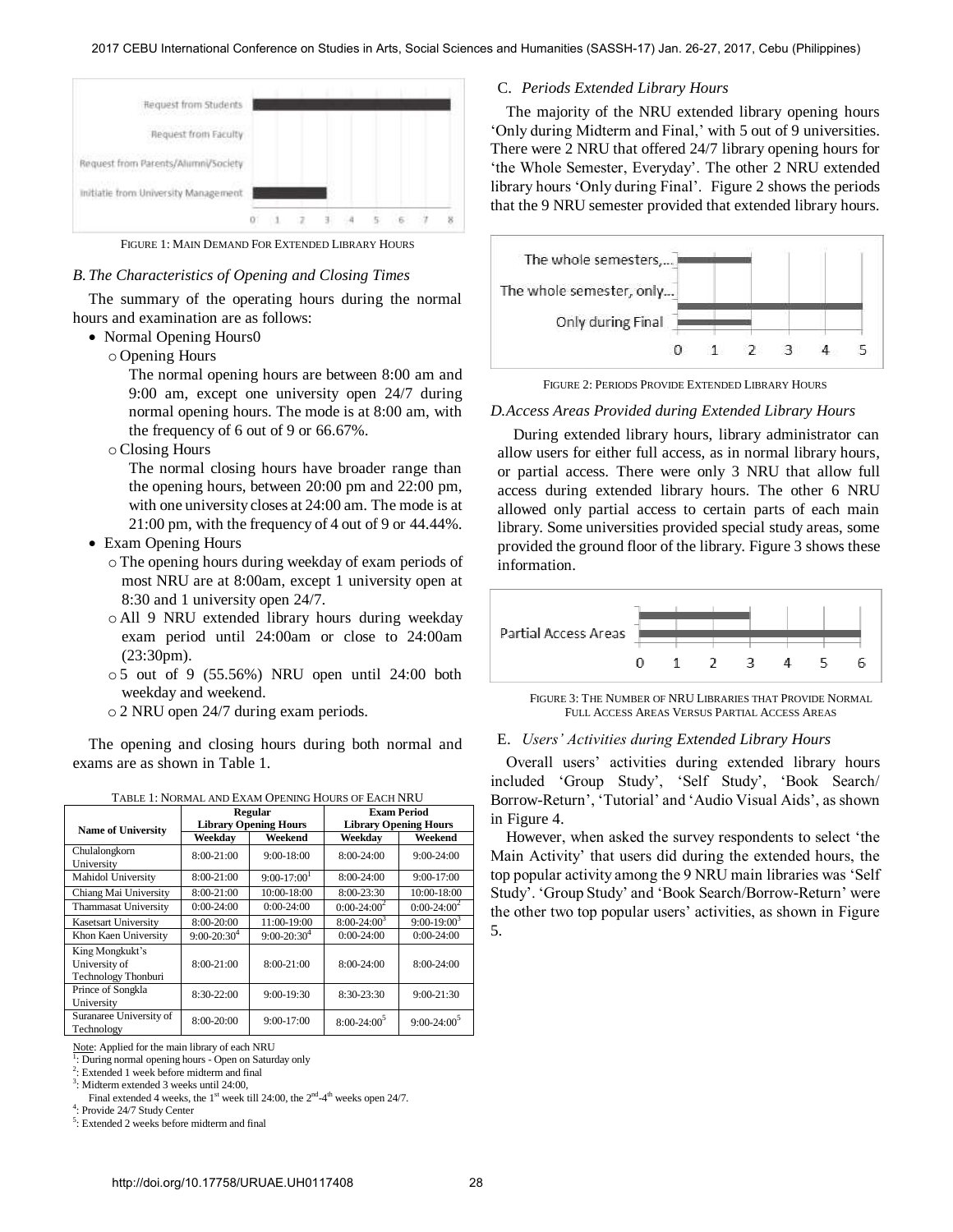FIGURE 1: MAIN DEMAND FOR EXTENDED LIBRARY HOURS

### *B. The Characteristics of Opening and Closing Times*

The summary of the operating hours during the normal hours and examination are as follows:

- Normal Opening Hours0
  - Opening Hours

    The normal opening hours are between 8:00 am and 9:00 am, except one university open 24/7 during normal opening hours. The mode is at 8:00 am, with the frequency of 6 out of 9 or 66.67%.
  - Closing Hours

    The normal closing hours have broader range than the opening hours, between 20:00 pm and 22:00 pm, with one university closes at 24:00 am. The mode is at 21:00 pm, with the frequency of 4 out of 9 or 44.44%.
- Exam Opening Hours
  - The opening hours during weekday of exam periods of most NRU are at 8:00am, except 1 university open at 8:30 and 1 university open 24/7.
  - All 9 NRU extended library hours during weekday exam period until 24:00am or close to 24:00am (23:30pm).
  - 5 out of 9 (55.56%) NRU open until 24:00 both weekday and weekend.
  - 2 NRU open 24/7 during exam periods.

The opening and closing hours during both normal and exams are as shown in Table 1.

TABLE 1: NORMAL AND EXAM OPENING HOURS OF EACH NRU

| Name of University | Regular Library Opening Hours | | Exam Period Library Opening Hours | |
|---|---|---|---|---|
| | Weekday | Weekend | Weekday | Weekend |
| Chulalongkorn University | 8:00-21:00 | 9:00-18:00 | 8:00-24:00 | 9:00-24:00 |
| Mahidol University | 8:00-21:00 | 9:00-17:00[1] | 8:00-24:00 | 9:00-17:00 |
| Chiang Mai University | 8:00-21:00 | 10:00-18:00 | 8:00-23:30 | 10:00-18:00 |
| Thammasat University | 0:00-24:00 | 0:00-24:00 | 0:00-24:00[2] | 0:00-24:00[2] |
| Kasetsart University | 8:00-20:00 | 11:00-19:00 | 8:00-24:00[3] | 9:00-19:00[3] |
| Khon Kaen University | 9:00-20:30[4] | 9:00-20:30[4] | 0:00-24:00 | 0:00-24:00 |
| King Mongkukt's University of Technology Thonburi | 8:00-21:00 | 8:00-21:00 | 8:00-24:00 | 8:00-24:00 |
| Prince of Songkla University | 8:30-22:00 | 9:00-19:30 | 8:30-23:30 | 9:00-21:30 |
| Suranaree University of Technology | 8:00-20:00 | 9:00-17:00 | 8:00-24:00[5] | 9:00-24:00[5] |

Note: Applied for the main library of each NRU

[1]: During normal opening hours - Open on Saturday only

[2]: Extended 1 week before midterm and final

[3]: Midterm extended 3 weeks until 24:00,
Final extended 4 weeks, the 1st week till 24:00, the 2nd-4th weeks open 24/7.

[4]: Provide 24/7 Study Center

[5]: Extended 2 weeks before midterm and final

### C. *Periods Extended Library Hours*

The majority of the NRU extended library opening hours 'Only during Midterm and Final,' with 5 out of 9 universities. There were 2 NRU that offered 24/7 library opening hours for 'the Whole Semester, Everyday'. The other 2 NRU extended library hours 'Only during Final'. Figure 2 shows the periods that the 9 NRU semester provided that extended library hours.

FIGURE 2: PERIODS PROVIDE EXTENDED LIBRARY HOURS

### *D. Access Areas Provided during Extended Library Hours*

During extended library hours, library administrator can allow users for either full access, as in normal library hours, or partial access. There were only 3 NRU that allow full access during extended library hours. The other 6 NRU allowed only partial access to certain parts of each main library. Some universities provided special study areas, some provided the ground floor of the library. Figure 3 shows these information.

FIGURE 3: THE NUMBER OF NRU LIBRARIES THAT PROVIDE NORMAL FULL ACCESS AREAS VERSUS PARTIAL ACCESS AREAS

### E. *Users' Activities during Extended Library Hours*

Overall users' activities during extended library hours included 'Group Study', 'Self Study', 'Book Search/ Borrow-Return', 'Tutorial' and 'Audio Visual Aids', as shown in Figure 4.

However, when asked the survey respondents to select 'the Main Activity' that users did during the extended hours, the top popular activity among the 9 NRU main libraries was 'Self Study'. 'Group Study' and 'Book Search/Borrow-Return' were the other two top popular users' activities, as shown in Figure 5.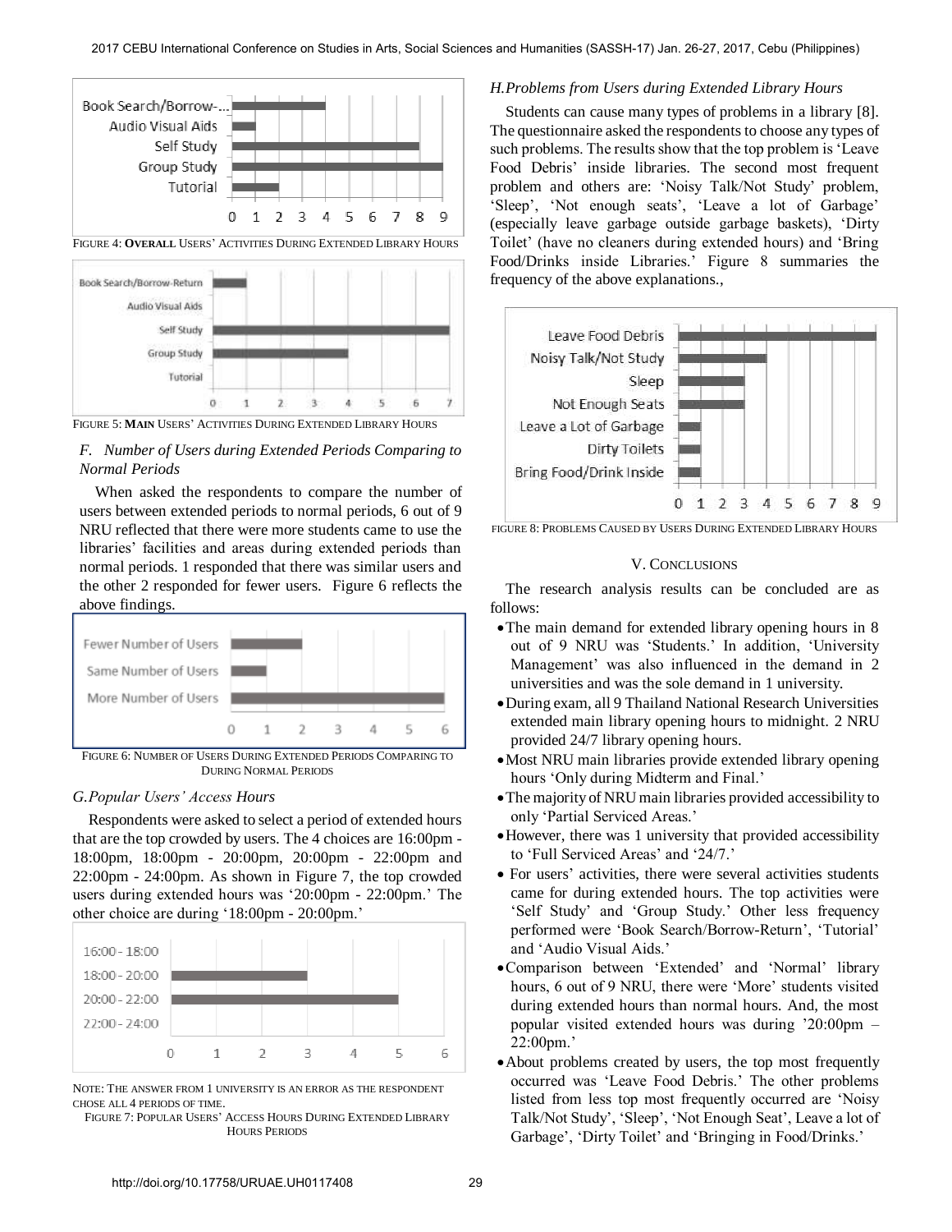FIGURE 4: **OVERALL** USERS' ACTIVITIES DURING EXTENDED LIBRARY HOURS

FIGURE 5: **MAIN** USERS' ACTIVITIES DURING EXTENDED LIBRARY HOURS

### *F. Number of Users during Extended Periods Comparing to Normal Periods*

When asked the respondents to compare the number of users between extended periods to normal periods, 6 out of 9 NRU reflected that there were more students came to use the libraries' facilities and areas during extended periods than normal periods. 1 responded that there was similar users and the other 2 responded for fewer users. Figure 6 reflects the above findings.

FIGURE 6: NUMBER OF USERS DURING EXTENDED PERIODS COMPARING TO DURING NORMAL PERIODS

### *G.Popular Users' Access Hours*

Respondents were asked to select a period of extended hours that are the top crowded by users. The 4 choices are 16:00pm - 18:00pm, 18:00pm - 20:00pm, 20:00pm - 22:00pm and 22:00pm - 24:00pm. As shown in Figure 7, the top crowded users during extended hours was '20:00pm - 22:00pm.' The other choice are during '18:00pm - 20:00pm.'

NOTE: THE ANSWER FROM 1 UNIVERSITY IS AN ERROR AS THE RESPONDENT CHOSE ALL 4 PERIODS OF TIME.

FIGURE 7: POPULAR USERS' ACCESS HOURS DURING EXTENDED LIBRARY HOURS PERIODS

### *H.Problems from Users during Extended Library Hours*

Students can cause many types of problems in a library [8]. The questionnaire asked the respondents to choose any types of such problems. The results show that the top problem is 'Leave Food Debris' inside libraries. The second most frequent problem and others are: 'Noisy Talk/Not Study' problem, 'Sleep', 'Not enough seats', 'Leave a lot of Garbage' (especially leave garbage outside garbage baskets), 'Dirty Toilet' (have no cleaners during extended hours) and 'Bring Food/Drinks inside Libraries.' Figure 8 summaries the frequency of the above explanations.,

FIGURE 8: PROBLEMS CAUSED BY USERS DURING EXTENDED LIBRARY HOURS

## V. CONCLUSIONS

The research analysis results can be concluded are as follows:

- The main demand for extended library opening hours in 8 out of 9 NRU was 'Students.' In addition, 'University Management' was also influenced in the demand in 2 universities and was the sole demand in 1 university.
- During exam, all 9 Thailand National Research Universities extended main library opening hours to midnight. 2 NRU provided 24/7 library opening hours.
- Most NRU main libraries provide extended library opening hours 'Only during Midterm and Final.'
- The majority of NRU main libraries provided accessibility to only 'Partial Serviced Areas.'
- However, there was 1 university that provided accessibility to 'Full Serviced Areas' and '24/7.'
- For users' activities, there were several activities students came for during extended hours. The top activities were 'Self Study' and 'Group Study.' Other less frequency performed were 'Book Search/Borrow-Return', 'Tutorial' and 'Audio Visual Aids.'
- Comparison between 'Extended' and 'Normal' library hours, 6 out of 9 NRU, there were 'More' students visited during extended hours than normal hours. And, the most popular visited extended hours was during '20:00pm – 22:00pm.'
- About problems created by users, the top most frequently occurred was 'Leave Food Debris.' The other problems listed from less top most frequently occurred are 'Noisy Talk/Not Study', 'Sleep', 'Not Enough Seat', Leave a lot of Garbage', 'Dirty Toilet' and 'Bringing in Food/Drinks.'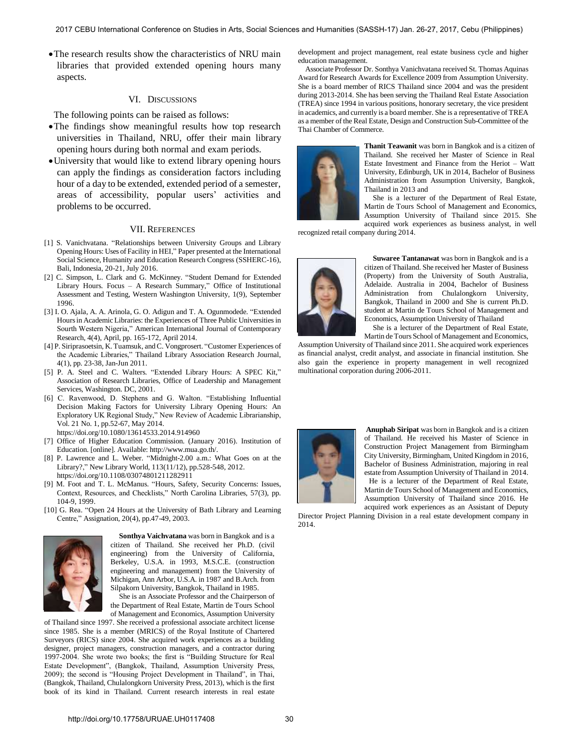- The research results show the characteristics of NRU main libraries that provided extended opening hours many aspects.

## VI. Discussions

The following points can be raised as follows:

- The findings show meaningful results how top research universities in Thailand, NRU, offer their main library opening hours during both normal and exam periods.
- University that would like to extend library opening hours can apply the findings as consideration factors including hour of a day to be extended, extended period of a semester, areas of accessibility, popular users' activities and problems to be occurred.

## VII. References

[1] S. Vanichvatana. "Relationships between University Groups and Library Opening Hours: Uses of Facility in HEI," Paper presented at the International Social Science, Humanity and Education Research Congress (SSHERC-16), Bali, Indonesia, 20-21, July 2016.

[2] C. Simpson, L. Clark and G. McKinney. "Student Demand for Extended Library Hours. Focus – A Research Summary," Office of Institutional Assessment and Testing, Western Washington University, 1(9), September 1996.

[3] I. O. Ajala, A. A. Arinola, G. O. Adigun and T. A. Ogunmodede. "Extended Hours in Academic Libraries: the Experiences of Three Public Universities in Sourth Western Nigeria," American International Journal of Contemporary Research, 4(4), April, pp. 165-172, April 2014.

[4] P. Siriprasoetsin, K. Tuamsuk, and C. Vongprosert. "Customer Experiences of the Academic Libraries," Thailand Library Association Research Journal, 4(1), pp. 23-38, Jan-Jun 2011.

[5] P. A. Steel and C. Walters. "Extended Library Hours: A SPEC Kit," Association of Research Libraries, Office of Leadership and Management Services, Washington. DC, 2001.

[6] C. Ravenwood, D. Stephens and G. Walton. "Establishing Influential Decision Making Factors for University Library Opening Hours: An Exploratory UK Regional Study," New Review of Academic Librarianship, Vol. 21 No. 1, pp.52-67, May 2014. https://doi.org/10.1080/13614533.2014.914960

[7] Office of Higher Education Commission. (January 2016). Institution of Education. [online]. Available: http://www.mua.go.th/.

[8] P. Lawrence and L. Weber. "Midnight-2.00 a.m.: What Goes on at the Library?," New Library World, 113(11/12), pp.528-548, 2012. https://doi.org/10.1108/03074801211282911

[9] M. Foot and T. L. McManus. "Hours, Safety, Security Concerns: Issues, Context, Resources, and Checklists," North Carolina Libraries, 57(3), pp. 104-9, 1999.

[10] G. Rea. "Open 24 Hours at the University of Bath Library and Learning Centre," Assignation, 20(4), pp.47-49, 2003.

**Sonthya Vaichvatana** was born in Bangkok and is a citizen of Thailand. She received her Ph.D. (civil engineering) from the University of California, Berkeley, U.S.A. in 1993, M.S.C.E. (construction engineering and management) from the University of Michigan, Ann Arbor, U.S.A. in 1987 and B.Arch. from Silpakorn University, Bangkok, Thailand in 1985.

She is an Associate Professor and the Chairperson of the Department of Real Estate, Martin de Tours School of Management and Economics, Assumption University of Thailand since 1997. She received a professional associate architect license since 1985. She is a member (MRICS) of the Royal Institute of Chartered Surveyors (RICS) since 2004. She acquired work experiences as a building designer, project managers, construction managers, and a contractor during 1997-2004. She wrote two books; the first is "Building Structure for Real Estate Development", (Bangkok, Thailand, Assumption University Press, 2009); the second is "Housing Project Development in Thailand", in Thai, (Bangkok, Thailand, Chulalongkorn University Press, 2013), which is the first book of its kind in Thailand. Current research interests in real estate development and project management, real estate business cycle and higher education management.

Associate Professor Dr. Sonthya Vanichvatana received St. Thomas Aquinas Award for Research Awards for Excellence 2009 from Assumption University. She is a board member of RICS Thailand since 2004 and was the president during 2013-2014. She has been serving the Thailand Real Estate Association (TREA) since 1994 in various positions, honorary secretary, the vice president in academics, and currently is a board member. She is a representative of TREA as a member of the Real Estate, Design and Construction Sub-Committee of the Thai Chamber of Commerce.

**Thanit Teawanit** was born in Bangkok and is a citizen of Thailand. She received her Master of Science in Real Estate Investment and Finance from the Heriot – Watt University, Edinburgh, UK in 2014, Bachelor of Business Administration from Assumption University, Bangkok, Thailand in 2013 and

She is a lecturer of the Department of Real Estate, Martin de Tours School of Management and Economics, Assumption University of Thailand since 2015. She acquired work experiences as business analyst, in well recognized retail company during 2014.

**Suwaree Tantanawat** was born in Bangkok and is a citizen of Thailand. She received her Master of Business (Property) from the University of South Australia, Adelaide. Australia in 2004, Bachelor of Business Administration from Chulalongkorn University, Bangkok, Thailand in 2000 and She is current Ph.D. student at Martin de Tours School of Management and Economics, Assumption University of Thailand

She is a lecturer of the Department of Real Estate, Martin de Tours School of Management and Economics, Assumption University of Thailand since 2011. She acquired work experiences as financial analyst, credit analyst, and associate in financial institution. She also gain the experience in property management in well recognized multinational corporation during 2006-2011.

**Anuphab Siripat** was born in Bangkok and is a citizen of Thailand. He received his Master of Science in Construction Project Management from Birmingham City University, Birmingham, United Kingdom in 2016, Bachelor of Business Administration, majoring in real estate from Assumption University of Thailand in 2014.

He is a lecturer of the Department of Real Estate, Martin de Tours School of Management and Economics, Assumption University of Thailand since 2016. He acquired work experiences as an Assistant of Deputy Director Project Planning Division in a real estate development company in 2014.